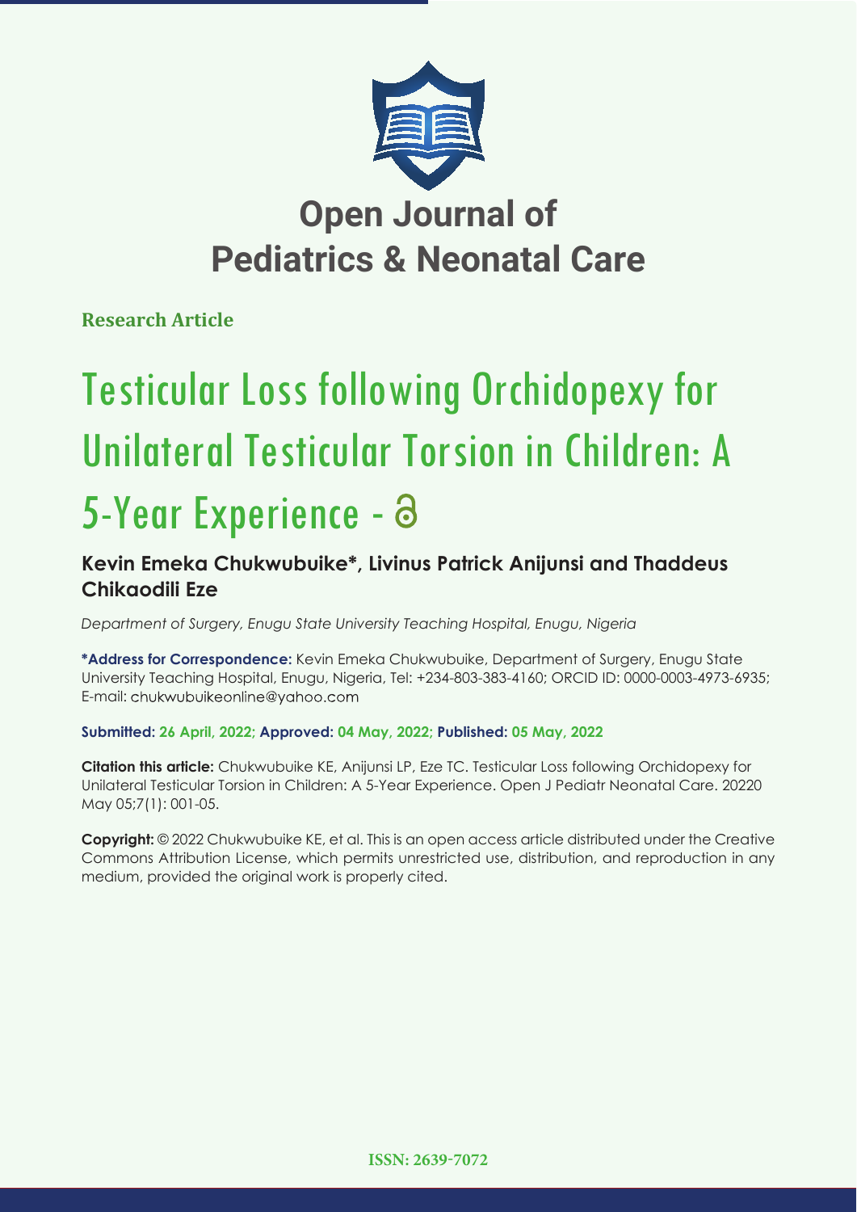# Open Journal of Pediatrics & Neonatal Care

**Research Article**

# Testicular Loss following Orchidopexy for Unilateral Testicular Torsion in Children: A 5-Year Experience - 

**Kevin Emeka Chukwubuike\*, Livinus Patrick Anijunsi and Thaddeus Chikaodili Eze**

*Department of Surgery, Enugu State University Teaching Hospital, Enugu, Nigeria*

**\*Address for Correspondence:** Kevin Emeka Chukwubuike, Department of Surgery, Enugu State University Teaching Hospital, Enugu, Nigeria, Tel: +234-803-383-4160; ORCID ID: 0000-0003-4973-6935; E-mail: chukwubuikeonline@yahoo.com

**Submitted: 26 April, 2022; Approved: 04 May, 2022; Published: 05 May, 2022**

**Citation this article:** Chukwubuike KE, Anijunsi LP, Eze TC. Testicular Loss following Orchidopexy for Unilateral Testicular Torsion in Children: A 5-Year Experience. Open J Pediatr Neonatal Care. 20220 May 05;7(1): 001-05.

**Copyright:** © 2022 Chukwubuike KE, et al. This is an open access article distributed under the Creative Commons Attribution License, which permits unrestricted use, distribution, and reproduction in any medium, provided the original work is properly cited.

**ISSN: 2639-7072**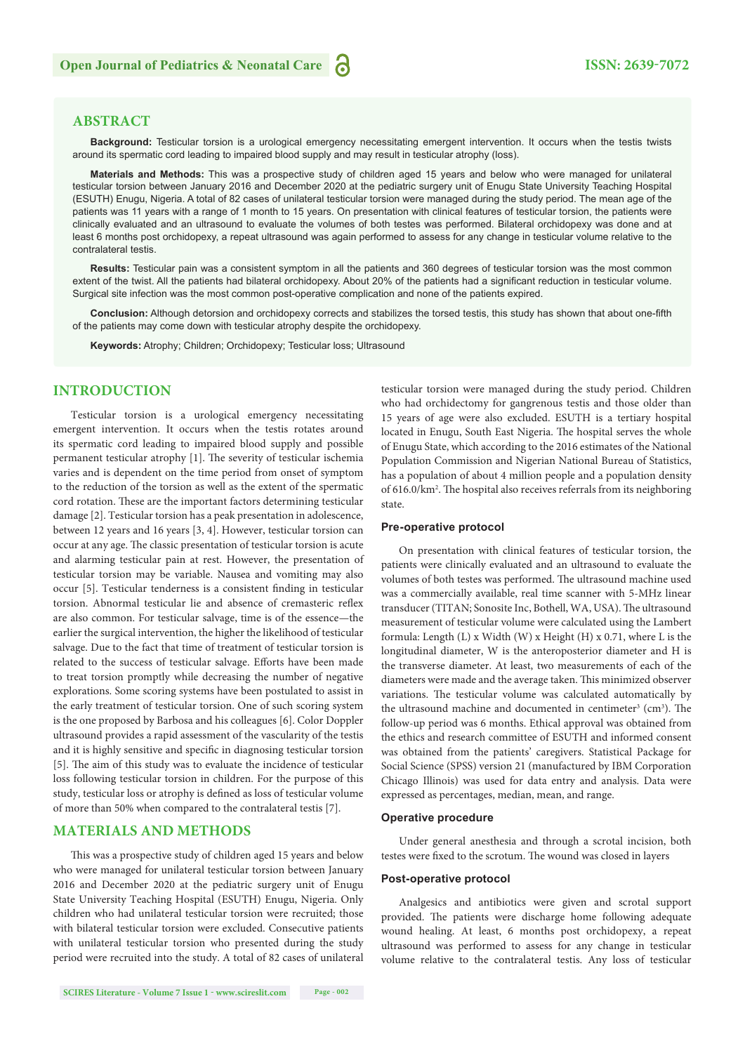## ABSTRACT

**Background:** Testicular torsion is a urological emergency necessitating emergent intervention. It occurs when the testis twists around its spermatic cord leading to impaired blood supply and may result in testicular atrophy (loss).

**Materials and Methods:** This was a prospective study of children aged 15 years and below who were managed for unilateral testicular torsion between January 2016 and December 2020 at the pediatric surgery unit of Enugu State University Teaching Hospital (ESUTH) Enugu, Nigeria. A total of 82 cases of unilateral testicular torsion were managed during the study period. The mean age of the patients was 11 years with a range of 1 month to 15 years. On presentation with clinical features of testicular torsion, the patients were clinically evaluated and an ultrasound to evaluate the volumes of both testes was performed. Bilateral orchidopexy was done and at least 6 months post orchidopexy, a repeat ultrasound was again performed to assess for any change in testicular volume relative to the contralateral testis.

**Results:** Testicular pain was a consistent symptom in all the patients and 360 degrees of testicular torsion was the most common extent of the twist. All the patients had bilateral orchidopexy. About 20% of the patients had a significant reduction in testicular volume. Surgical site infection was the most common post-operative complication and none of the patients expired.

**Conclusion:** Although detorsion and orchidopexy corrects and stabilizes the torsed testis, this study has shown that about one-fifth of the patients may come down with testicular atrophy despite the orchidopexy.

**Keywords:** Atrophy; Children; Orchidopexy; Testicular loss; Ultrasound

## INTRODUCTION

Testicular torsion is a urological emergency necessitating emergent intervention. It occurs when the testis rotates around its spermatic cord leading to impaired blood supply and possible permanent testicular atrophy [1]. The severity of testicular ischemia varies and is dependent on the time period from onset of symptom to the reduction of the torsion as well as the extent of the spermatic cord rotation. These are the important factors determining testicular damage [2]. Testicular torsion has a peak presentation in adolescence, between 12 years and 16 years [3, 4]. However, testicular torsion can occur at any age. The classic presentation of testicular torsion is acute and alarming testicular pain at rest. However, the presentation of testicular torsion may be variable. Nausea and vomiting may also occur [5]. Testicular tenderness is a consistent finding in testicular torsion. Abnormal testicular lie and absence of cremasteric reflex are also common. For testicular salvage, time is of the essence—the earlier the surgical intervention, the higher the likelihood of testicular salvage. Due to the fact that time of treatment of testicular torsion is related to the success of testicular salvage. Efforts have been made to treat torsion promptly while decreasing the number of negative explorations. Some scoring systems have been postulated to assist in the early treatment of testicular torsion. One of such scoring system is the one proposed by Barbosa and his colleagues [6]. Color Doppler ultrasound provides a rapid assessment of the vascularity of the testis and it is highly sensitive and specific in diagnosing testicular torsion [5]. The aim of this study was to evaluate the incidence of testicular loss following testicular torsion in children. For the purpose of this study, testicular loss or atrophy is defined as loss of testicular volume of more than 50% when compared to the contralateral testis [7].

## MATERIALS AND METHODS

This was a prospective study of children aged 15 years and below who were managed for unilateral testicular torsion between January 2016 and December 2020 at the pediatric surgery unit of Enugu State University Teaching Hospital (ESUTH) Enugu, Nigeria. Only children who had unilateral testicular torsion were recruited; those with bilateral testicular torsion were excluded. Consecutive patients with unilateral testicular torsion who presented during the study period were recruited into the study. A total of 82 cases of unilateral testicular torsion were managed during the study period. Children who had orchidectomy for gangrenous testis and those older than 15 years of age were also excluded. ESUTH is a tertiary hospital located in Enugu, South East Nigeria. The hospital serves the whole of Enugu State, which according to the 2016 estimates of the National Population Commission and Nigerian National Bureau of Statistics, has a population of about 4 million people and a population density of 616.0/km$^2$. The hospital also receives referrals from its neighboring state.

### Pre-operative protocol

On presentation with clinical features of testicular torsion, the patients were clinically evaluated and an ultrasound to evaluate the volumes of both testes was performed. The ultrasound machine used was a commercially available, real time scanner with 5-MHz linear transducer (TITAN; Sonosite Inc, Bothell, WA, USA). The ultrasound measurement of testicular volume were calculated using the Lambert formula: Length (L) x Width (W) x Height (H) x 0.71, where L is the longitudinal diameter, W is the anteroposterior diameter and H is the transverse diameter. At least, two measurements of each of the diameters were made and the average taken. This minimized observer variations. The testicular volume was calculated automatically by the ultrasound machine and documented in centimeter$^3$ (cm$^3$). The follow-up period was 6 months. Ethical approval was obtained from the ethics and research committee of ESUTH and informed consent was obtained from the patients' caregivers. Statistical Package for Social Science (SPSS) version 21 (manufactured by IBM Corporation Chicago Illinois) was used for data entry and analysis. Data were expressed as percentages, median, mean, and range.

### Operative procedure

Under general anesthesia and through a scrotal incision, both testes were fixed to the scrotum. The wound was closed in layers

### Post-operative protocol

Analgesics and antibiotics were given and scrotal support provided. The patients were discharge home following adequate wound healing. At least, 6 months post orchidopexy, a repeat ultrasound was performed to assess for any change in testicular volume relative to the contralateral testis. Any loss of testicular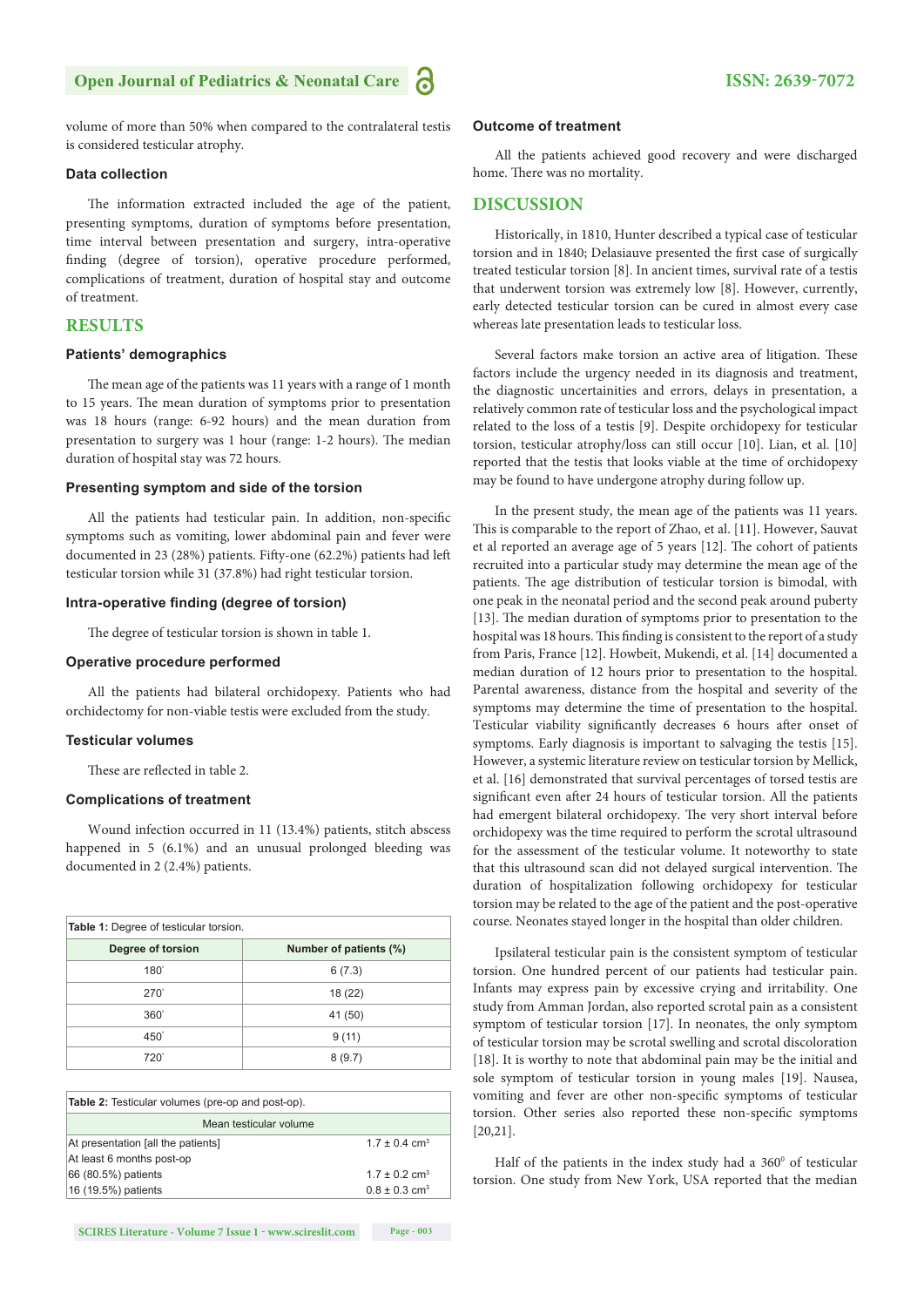volume of more than 50% when compared to the contralateral testis is considered testicular atrophy.

### Data collection

The information extracted included the age of the patient, presenting symptoms, duration of symptoms before presentation, time interval between presentation and surgery, intra-operative finding (degree of torsion), operative procedure performed, complications of treatment, duration of hospital stay and outcome of treatment.

## RESULTS

### Patients' demographics

The mean age of the patients was 11 years with a range of 1 month to 15 years. The mean duration of symptoms prior to presentation was 18 hours (range: 6-92 hours) and the mean duration from presentation to surgery was 1 hour (range: 1-2 hours). The median duration of hospital stay was 72 hours.

### Presenting symptom and side of the torsion

All the patients had testicular pain. In addition, non-specific symptoms such as vomiting, lower abdominal pain and fever were documented in 23 (28%) patients. Fifty-one (62.2%) patients had left testicular torsion while 31 (37.8%) had right testicular torsion.

### Intra-operative finding (degree of torsion)

The degree of testicular torsion is shown in table 1.

### Operative procedure performed

All the patients had bilateral orchidopexy. Patients who had orchidectomy for non-viable testis were excluded from the study.

### Testicular volumes

These are reflected in table 2.

### Complications of treatment

Wound infection occurred in 11 (13.4%) patients, stitch abscess happened in 5 (6.1%) and an unusual prolonged bleeding was documented in 2 (2.4%) patients.

**Table 1:** Degree of testicular torsion.

| Degree of torsion | Number of patients (%) |
|---|---|
| 180° | 6 (7.3) |
| 270° | 18 (22) |
| 360° | 41 (50) |
| 450° | 9 (11) |
| 720° | 8 (9.7) |

**Table 2:** Testicular volumes (pre-op and post-op).

| Mean testicular volume | |
|---|---|
| At presentation [all the patients] | 1.7 ± 0.4 cm³ |
| At least 6 months post-op | |
| 66 (80.5%) patients | 1.7 ± 0.2 cm³ |
| 16 (19.5%) patients | 0.8 ± 0.3 cm³ |

### Outcome of treatment

All the patients achieved good recovery and were discharged home. There was no mortality.

## DISCUSSION

Historically, in 1810, Hunter described a typical case of testicular torsion and in 1840; Delasiauve presented the first case of surgically treated testicular torsion [8]. In ancient times, survival rate of a testis that underwent torsion was extremely low [8]. However, currently, early detected testicular torsion can be cured in almost every case whereas late presentation leads to testicular loss.

Several factors make torsion an active area of litigation. These factors include the urgency needed in its diagnosis and treatment, the diagnostic uncertainities and errors, delays in presentation, a relatively common rate of testicular loss and the psychological impact related to the loss of a testis [9]. Despite orchidopexy for testicular torsion, testicular atrophy/loss can still occur [10]. Lian, et al. [10] reported that the testis that looks viable at the time of orchidopexy may be found to have undergone atrophy during follow up.

In the present study, the mean age of the patients was 11 years. This is comparable to the report of Zhao, et al. [11]. However, Sauvat et al reported an average age of 5 years [12]. The cohort of patients recruited into a particular study may determine the mean age of the patients. The age distribution of testicular torsion is bimodal, with one peak in the neonatal period and the second peak around puberty [13]. The median duration of symptoms prior to presentation to the hospital was 18 hours. This finding is consistent to the report of a study from Paris, France [12]. Howbeit, Mukendi, et al. [14] documented a median duration of 12 hours prior to presentation to the hospital. Parental awareness, distance from the hospital and severity of the symptoms may determine the time of presentation to the hospital. Testicular viability significantly decreases 6 hours after onset of symptoms. Early diagnosis is important to salvaging the testis [15]. However, a systemic literature review on testicular torsion by Mellick, et al. [16] demonstrated that survival percentages of torsed testis are significant even after 24 hours of testicular torsion. All the patients had emergent bilateral orchidopexy. The very short interval before orchidopexy was the time required to perform the scrotal ultrasound for the assessment of the testicular volume. It noteworthy to state that this ultrasound scan did not delayed surgical intervention. The duration of hospitalization following orchidopexy for testicular torsion may be related to the age of the patient and the post-operative course. Neonates stayed longer in the hospital than older children.

Ipsilateral testicular pain is the consistent symptom of testicular torsion. One hundred percent of our patients had testicular pain. Infants may express pain by excessive crying and irritability. One study from Amman Jordan, also reported scrotal pain as a consistent symptom of testicular torsion [17]. In neonates, the only symptom of testicular torsion may be scrotal swelling and scrotal discoloration [18]. It is worthy to note that abdominal pain may be the initial and sole symptom of testicular torsion in young males [19]. Nausea, vomiting and fever are other non-specific symptoms of testicular torsion. Other series also reported these non-specific symptoms [20,21].

Half of the patients in the index study had a $360^0$ of testicular torsion. One study from New York, USA reported that the median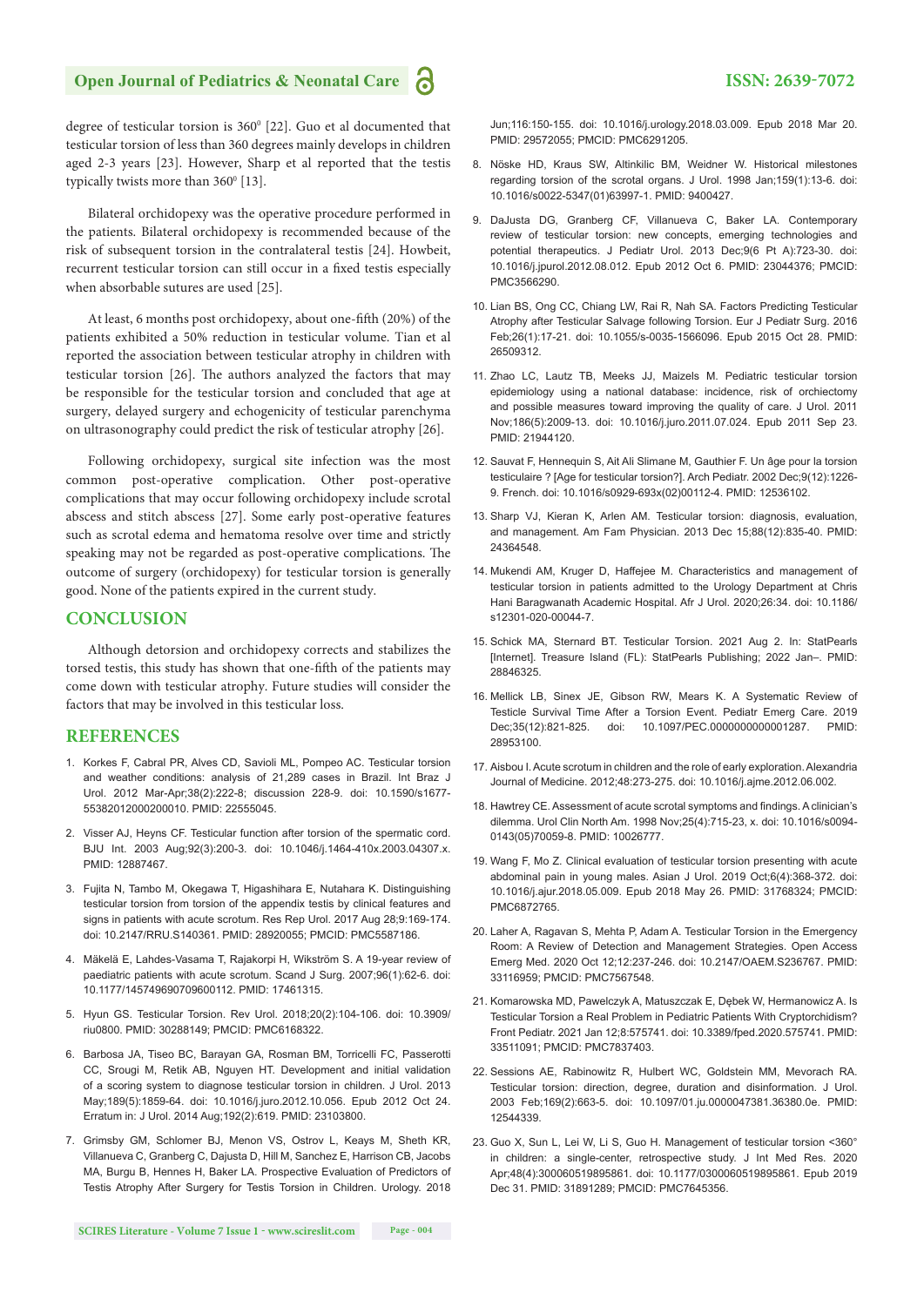degree of testicular torsion is $360^0$ [22]. Guo et al documented that testicular torsion of less than 360 degrees mainly develops in children aged 2-3 years [23]. However, Sharp et al reported that the testis typically twists more than $360^0$ [13].

Bilateral orchidopexy was the operative procedure performed in the patients. Bilateral orchidopexy is recommended because of the risk of subsequent torsion in the contralateral testis [24]. Howbeit, recurrent testicular torsion can still occur in a fixed testis especially when absorbable sutures are used [25].

At least, 6 months post orchidopexy, about one-fifth (20%) of the patients exhibited a 50% reduction in testicular volume. Tian et al reported the association between testicular atrophy in children with testicular torsion [26]. The authors analyzed the factors that may be responsible for the testicular torsion and concluded that age at surgery, delayed surgery and echogenicity of testicular parenchyma on ultrasonography could predict the risk of testicular atrophy [26].

Following orchidopexy, surgical site infection was the most common post-operative complication. Other post-operative complications that may occur following orchidopexy include scrotal abscess and stitch abscess [27]. Some early post-operative features such as scrotal edema and hematoma resolve over time and strictly speaking may not be regarded as post-operative complications. The outcome of surgery (orchidopexy) for testicular torsion is generally good. None of the patients expired in the current study.

## CONCLUSION

Although detorsion and orchidopexy corrects and stabilizes the torsed testis, this study has shown that one-fifth of the patients may come down with testicular atrophy. Future studies will consider the factors that may be involved in this testicular loss.

## REFERENCES

1. Korkes F, Cabral PR, Alves CD, Savioli ML, Pompeo AC. Testicular torsion and weather conditions: analysis of 21,289 cases in Brazil. Int Braz J Urol. 2012 Mar-Apr;38(2):222-8; discussion 228-9. doi: 10.1590/s1677-55382012000200010. PMID: 22555045.
2. Visser AJ, Heyns CF. Testicular function after torsion of the spermatic cord. BJU Int. 2003 Aug;92(3):200-3. doi: 10.1046/j.1464-410x.2003.04307.x. PMID: 12887467.
3. Fujita N, Tambo M, Okegawa T, Higashihara E, Nutahara K. Distinguishing testicular torsion from torsion of the appendix testis by clinical features and signs in patients with acute scrotum. Res Rep Urol. 2017 Aug 28;9:169-174. doi: 10.2147/RRU.S140361. PMID: 28920055; PMCID: PMC5587186.
4. Mäkelä E, Lahdes-Vasama T, Rajakorpi H, Wikström S. A 19-year review of paediatric patients with acute scrotum. Scand J Surg. 2007;96(1):62-6. doi: 10.1177/145749690709600112. PMID: 17461315.
5. Hyun GS. Testicular Torsion. Rev Urol. 2018;20(2):104-106. doi: 10.3909/riu0800. PMID: 30288149; PMCID: PMC6168322.
6. Barbosa JA, Tiseo BC, Barayan GA, Rosman BM, Torricelli FC, Passerotti CC, Srougi M, Retik AB, Nguyen HT. Development and initial validation of a scoring system to diagnose testicular torsion in children. J Urol. 2013 May;189(5):1859-64. doi: 10.1016/j.juro.2012.10.056. Epub 2012 Oct 24. Erratum in: J Urol. 2014 Aug;192(2):619. PMID: 23103800.
7. Grimsby GM, Schlomer BJ, Menon VS, Ostrov L, Keays M, Sheth KR, Villanueva C, Granberg C, Dajusta D, Hill M, Sanchez E, Harrison CB, Jacobs MA, Burgu B, Hennes H, Baker LA. Prospective Evaluation of Predictors of Testis Atrophy After Surgery for Testis Torsion in Children. Urology. 2018 Jun;116:150-155. doi: 10.1016/j.urology.2018.03.009. Epub 2018 Mar 20. PMID: 29572055; PMCID: PMC6291205.
8. Nöske HD, Kraus SW, Altinkilic BM, Weidner W. Historical milestones regarding torsion of the scrotal organs. J Urol. 1998 Jan;159(1):13-6. doi: 10.1016/s0022-5347(01)63997-1. PMID: 9400427.
9. DaJusta DG, Granberg CF, Villanueva C, Baker LA. Contemporary review of testicular torsion: new concepts, emerging technologies and potential therapeutics. J Pediatr Urol. 2013 Dec;9(6 Pt A):723-30. doi: 10.1016/j.jpurol.2012.08.012. Epub 2012 Oct 6. PMID: 23044376; PMCID: PMC3566290.
10. Lian BS, Ong CC, Chiang LW, Rai R, Nah SA. Factors Predicting Testicular Atrophy after Testicular Salvage following Torsion. Eur J Pediatr Surg. 2016 Feb;26(1):17-21. doi: 10.1055/s-0035-1566096. Epub 2015 Oct 28. PMID: 26509312.
11. Zhao LC, Lautz TB, Meeks JJ, Maizels M. Pediatric testicular torsion epidemiology using a national database: incidence, risk of orchiectomy and possible measures toward improving the quality of care. J Urol. 2011 Nov;186(5):2009-13. doi: 10.1016/j.juro.2011.07.024. Epub 2011 Sep 23. PMID: 21944120.
12. Sauvat F, Hennequin S, Ait Ali Slimane M, Gauthier F. Un âge pour la torsion testiculaire ? [Age for testicular torsion?]. Arch Pediatr. 2002 Dec;9(12):1226-9. French. doi: 10.1016/s0929-693x(02)00112-4. PMID: 12536102.
13. Sharp VJ, Kieran K, Arlen AM. Testicular torsion: diagnosis, evaluation, and management. Am Fam Physician. 2013 Dec 15;88(12):835-40. PMID: 24364548.
14. Mukendi AM, Kruger D, Haffejee M. Characteristics and management of testicular torsion in patients admitted to the Urology Department at Chris Hani Baragwanath Academic Hospital. Afr J Urol. 2020;26:34. doi: 10.1186/s12301-020-00044-7.
15. Schick MA, Sternard BT. Testicular Torsion. 2021 Aug 2. In: StatPearls [Internet]. Treasure Island (FL): StatPearls Publishing; 2022 Jan–. PMID: 28846325.
16. Mellick LB, Sinex JE, Gibson RW, Mears K. A Systematic Review of Testicle Survival Time After a Torsion Event. Pediatr Emerg Care. 2019 Dec;35(12):821-825. doi: 10.1097/PEC.0000000000001287. PMID: 28953100.
17. Aisbou I. Acute scrotum in children and the role of early exploration. Alexandria Journal of Medicine. 2012;48:273-275. doi: 10.1016/j.ajme.2012.06.002.
18. Hawtrey CE. Assessment of acute scrotal symptoms and findings. A clinician's dilemma. Urol Clin North Am. 1998 Nov;25(4):715-23, x. doi: 10.1016/s0094-0143(05)70059-8. PMID: 10026777.
19. Wang F, Mo Z. Clinical evaluation of testicular torsion presenting with acute abdominal pain in young males. Asian J Urol. 2019 Oct;6(4):368-372. doi: 10.1016/j.ajur.2018.05.009. Epub 2018 May 26. PMID: 31768324; PMCID: PMC6872765.
20. Laher A, Ragavan S, Mehta P, Adam A. Testicular Torsion in the Emergency Room: A Review of Detection and Management Strategies. Open Access Emerg Med. 2020 Oct 12;12:237-246. doi: 10.2147/OAEM.S236767. PMID: 33116959; PMCID: PMC7567548.
21. Komarowska MD, Pawelczyk A, Matuszczak E, Dębek W, Hermanowicz A. Is Testicular Torsion a Real Problem in Pediatric Patients With Cryptorchidism? Front Pediatr. 2021 Jan 12;8:575741. doi: 10.3389/fped.2020.575741. PMID: 33511091; PMCID: PMC7837403.
22. Sessions AE, Rabinowitz R, Hulbert WC, Goldstein MM, Mevorach RA. Testicular torsion: direction, degree, duration and disinformation. J Urol. 2003 Feb;169(2):663-5. doi: 10.1097/01.ju.0000047381.36380.0e. PMID: 12544339.
23. Guo X, Sun L, Lei W, Li S, Guo H. Management of testicular torsion <360° in children: a single-center, retrospective study. J Int Med Res. 2020 Apr;48(4):300060519895861. doi: 10.1177/0300060519895861. Epub 2019 Dec 31. PMID: 31891289; PMCID: PMC7645356.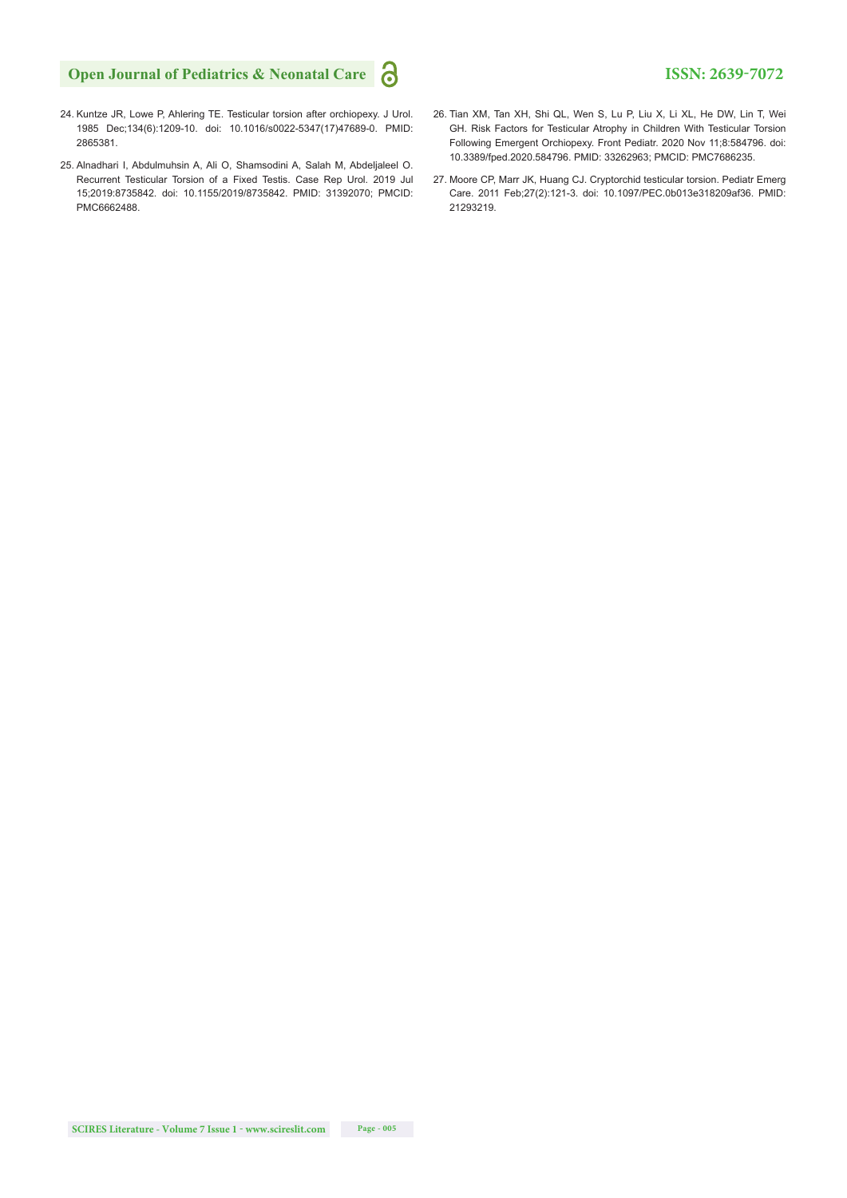24. Kuntze JR, Lowe P, Ahlering TE. Testicular torsion after orchiopexy. J Urol. 1985 Dec;134(6):1209-10. doi: 10.1016/s0022-5347(17)47689-0. PMID: 2865381.

25. Alnadhari I, Abdulmuhsin A, Ali O, Shamsodini A, Salah M, Abdeljaleel O. Recurrent Testicular Torsion of a Fixed Testis. Case Rep Urol. 2019 Jul 15;2019:8735842. doi: 10.1155/2019/8735842. PMID: 31392070; PMCID: PMC6662488.

26. Tian XM, Tan XH, Shi QL, Wen S, Lu P, Liu X, Li XL, He DW, Lin T, Wei GH. Risk Factors for Testicular Atrophy in Children With Testicular Torsion Following Emergent Orchiopexy. Front Pediatr. 2020 Nov 11;8:584796. doi: 10.3389/fped.2020.584796. PMID: 33262963; PMCID: PMC7686235.

27. Moore CP, Marr JK, Huang CJ. Cryptorchid testicular torsion. Pediatr Emerg Care. 2011 Feb;27(2):121-3. doi: 10.1097/PEC.0b013e318209af36. PMID: 21293219.